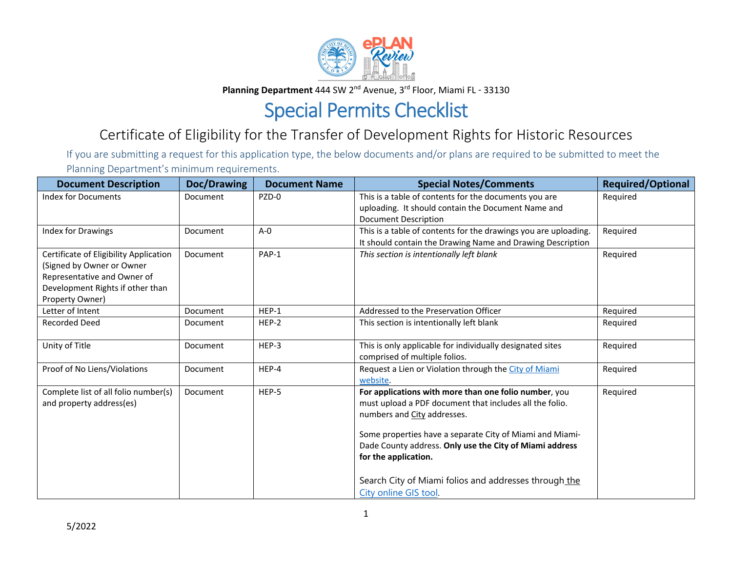**Planning Department** 444 SW 2nd Avenue, 3rd Floor, Miami FL - 33130

# Special Permits Checklist

## Certificate of Eligibility for the Transfer of Development Rights for Historic Resources

If you are submitting a request for this application type, the below documents and/or plans are required to be submitted to meet the Planning Department's minimum requirements.

| Document Description | Doc/Drawing | Document Name | Special Notes/Comments | Required/Optional |
|---|---|---|---|---|
| Index for Documents | Document | PZD-0 | This is a table of contents for the documents you are uploading. It should contain the Document Name and Document Description | Required |
| Index for Drawings | Document | A-0 | This is a table of contents for the drawings you are uploading. It should contain the Drawing Name and Drawing Description | Required |
| Certificate of Eligibility Application (Signed by Owner or Owner Representative and Owner of Development Rights if other than Property Owner) | Document | PAP-1 | *This section is intentionally left blank* | Required |
| Letter of Intent | Document | HEP-1 | Addressed to the Preservation Officer | Required |
| Recorded Deed | Document | HEP-2 | This section is intentionally left blank | Required |
| Unity of Title | Document | HEP-3 | This is only applicable for individually designated sites comprised of multiple folios. | Required |
| Proof of No Liens/Violations | Document | HEP-4 | Request a Lien or Violation through the City of Miami website. | Required |
| Complete list of all folio number(s) and property address(es) | Document | HEP-5 | **For applications with more than one folio number**, you must upload a PDF document that includes all the folio. numbers and City addresses. <br><br> Some properties have a separate City of Miami and Miami-Dade County address. **Only use the City of Miami address for the application.** <br><br> Search City of Miami folios and addresses through the City online GIS tool. | Required |

5/2022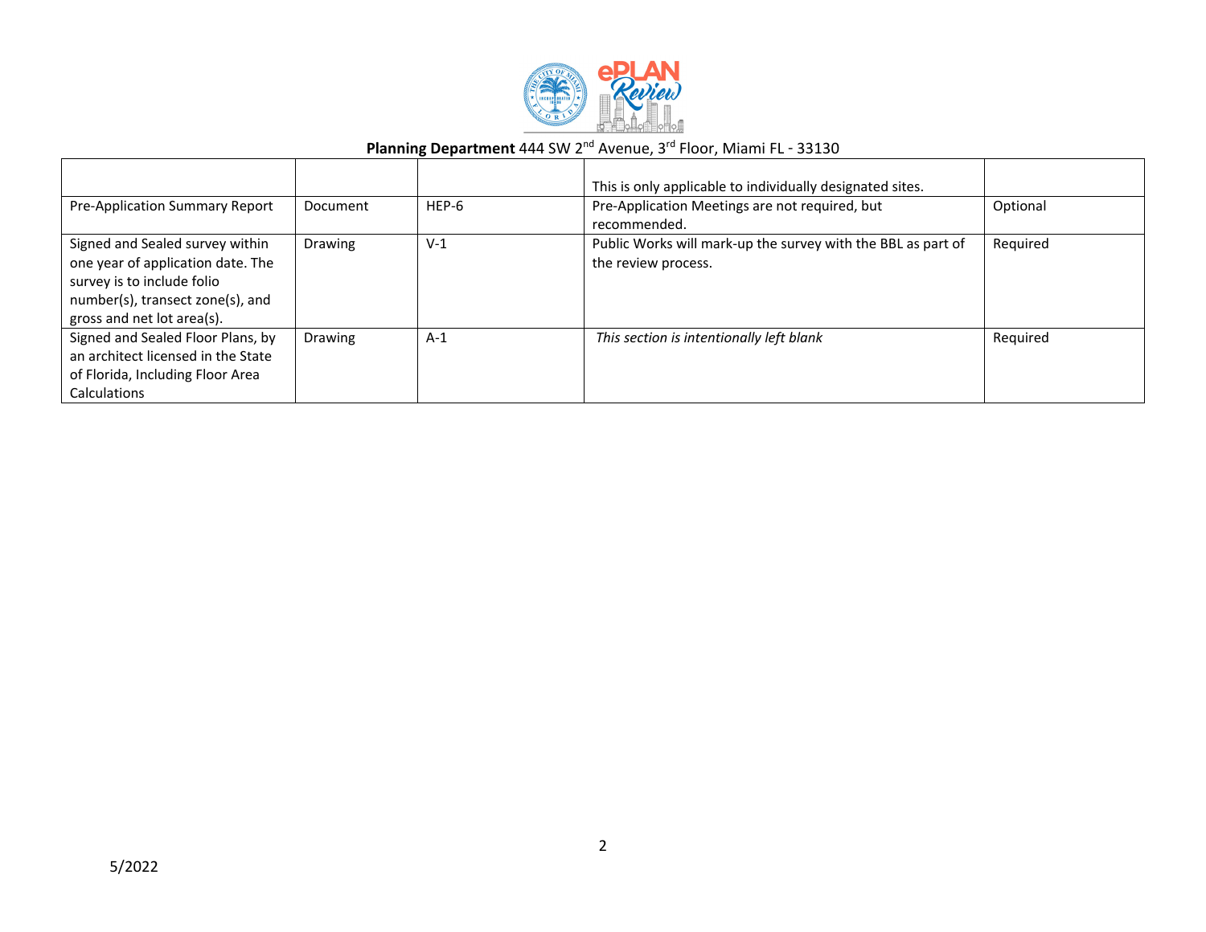**Planning Department** 444 SW 2nd Avenue, 3rd Floor, Miami FL - 33130

| | | | | |
|---|---|---|---|---|
| | | | This is only applicable to individually designated sites. | |
| Pre-Application Summary Report | Document | HEP-6 | Pre-Application Meetings are not required, but recommended. | Optional |
| Signed and Sealed survey within one year of application date. The survey is to include folio number(s), transect zone(s), and gross and net lot area(s). | Drawing | V-1 | Public Works will mark-up the survey with the BBL as part of the review process. | Required |
| Signed and Sealed Floor Plans, by an architect licensed in the State of Florida, Including Floor Area Calculations | Drawing | A-1 | *This section is intentionally left blank* | Required |

5/2022